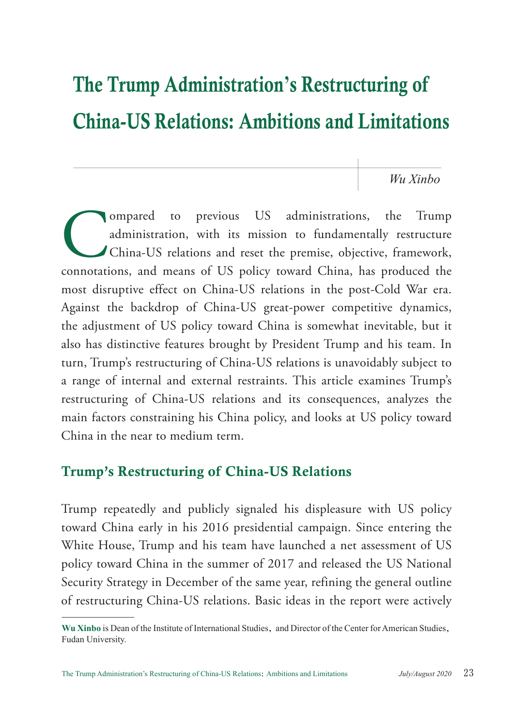# The Trump Administration's Restructuring of China-US Relations: Ambitions and Limitations

*Wu Xinbo*

Compared to previous US administrations, the Trump administration, with its mission to fundamentally restructure China-US relations and reset the premise, objective, framework, connotations, and means of US policy toward China, has produced the most disruptive effect on China-US relations in the post-Cold War era. Against the backdrop of China-US great-power competitive dynamics, the adjustment of US policy toward China is somewhat inevitable, but it also has distinctive features brought by President Trump and his team. In turn, Trump's restructuring of China-US relations is unavoidably subject to a range of internal and external restraints. This article examines Trump's restructuring of China-US relations and its consequences, analyzes the main factors constraining his China policy, and looks at US policy toward China in the near to medium term.

## Trump's Restructuring of China-US Relations

Trump repeatedly and publicly signaled his displeasure with US policy toward China early in his 2016 presidential campaign. Since entering the White House, Trump and his team have launched a net assessment of US policy toward China in the summer of 2017 and released the US National Security Strategy in December of the same year, refining the general outline of restructuring China-US relations. Basic ideas in the report were actively

---

**Wu Xinbo** is Dean of the Institute of International Studies, and Director of the Center for American Studies, Fudan University.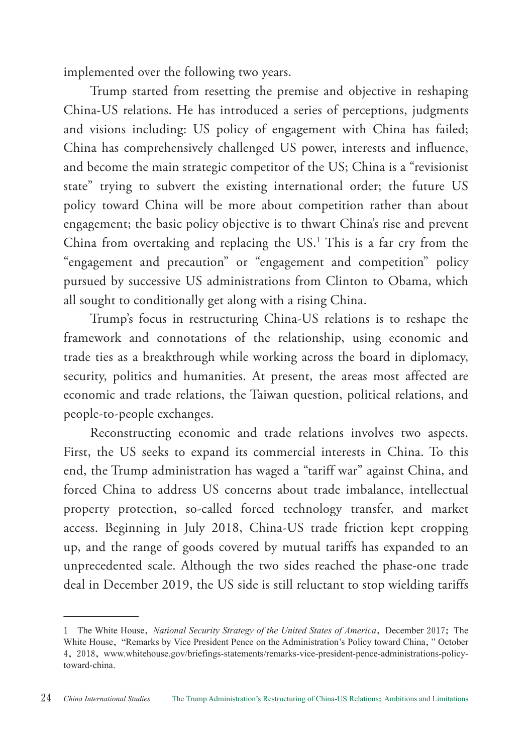implemented over the following two years.

Trump started from resetting the premise and objective in reshaping China-US relations. He has introduced a series of perceptions, judgments and visions including: US policy of engagement with China has failed; China has comprehensively challenged US power, interests and influence, and become the main strategic competitor of the US; China is a "revisionist state" trying to subvert the existing international order; the future US policy toward China will be more about competition rather than about engagement; the basic policy objective is to thwart China's rise and prevent China from overtaking and replacing the US.[1] This is a far cry from the "engagement and precaution" or "engagement and competition" policy pursued by successive US administrations from Clinton to Obama, which all sought to conditionally get along with a rising China.

Trump's focus in restructuring China-US relations is to reshape the framework and connotations of the relationship, using economic and trade ties as a breakthrough while working across the board in diplomacy, security, politics and humanities. At present, the areas most affected are economic and trade relations, the Taiwan question, political relations, and people-to-people exchanges.

Reconstructing economic and trade relations involves two aspects. First, the US seeks to expand its commercial interests in China. To this end, the Trump administration has waged a "tariff war" against China, and forced China to address US concerns about trade imbalance, intellectual property protection, so-called forced technology transfer, and market access. Beginning in July 2018, China-US trade friction kept cropping up, and the range of goods covered by mutual tariffs has expanded to an unprecedented scale. Although the two sides reached the phase-one trade deal in December 2019, the US side is still reluctant to stop wielding tariffs

---

1 The White House, *National Security Strategy of the United States of America*, December 2017; The White House, "Remarks by Vice President Pence on the Administration's Policy toward China," October 4, 2018, www.whitehouse.gov/briefings-statements/remarks-vice-president-pence-administrations-policy-toward-china.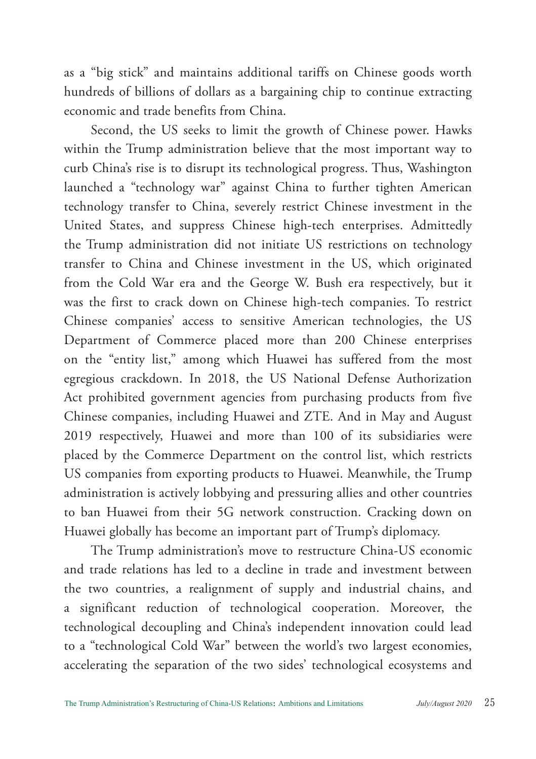as a "big stick" and maintains additional tariffs on Chinese goods worth hundreds of billions of dollars as a bargaining chip to continue extracting economic and trade benefits from China.

Second, the US seeks to limit the growth of Chinese power. Hawks within the Trump administration believe that the most important way to curb China's rise is to disrupt its technological progress. Thus, Washington launched a "technology war" against China to further tighten American technology transfer to China, severely restrict Chinese investment in the United States, and suppress Chinese high-tech enterprises. Admittedly the Trump administration did not initiate US restrictions on technology transfer to China and Chinese investment in the US, which originated from the Cold War era and the George W. Bush era respectively, but it was the first to crack down on Chinese high-tech companies. To restrict Chinese companies' access to sensitive American technologies, the US Department of Commerce placed more than 200 Chinese enterprises on the "entity list," among which Huawei has suffered from the most egregious crackdown. In 2018, the US National Defense Authorization Act prohibited government agencies from purchasing products from five Chinese companies, including Huawei and ZTE. And in May and August 2019 respectively, Huawei and more than 100 of its subsidiaries were placed by the Commerce Department on the control list, which restricts US companies from exporting products to Huawei. Meanwhile, the Trump administration is actively lobbying and pressuring allies and other countries to ban Huawei from their 5G network construction. Cracking down on Huawei globally has become an important part of Trump's diplomacy.

The Trump administration's move to restructure China-US economic and trade relations has led to a decline in trade and investment between the two countries, a realignment of supply and industrial chains, and a significant reduction of technological cooperation. Moreover, the technological decoupling and China's independent innovation could lead to a "technological Cold War" between the world's two largest economies, accelerating the separation of the two sides' technological ecosystems and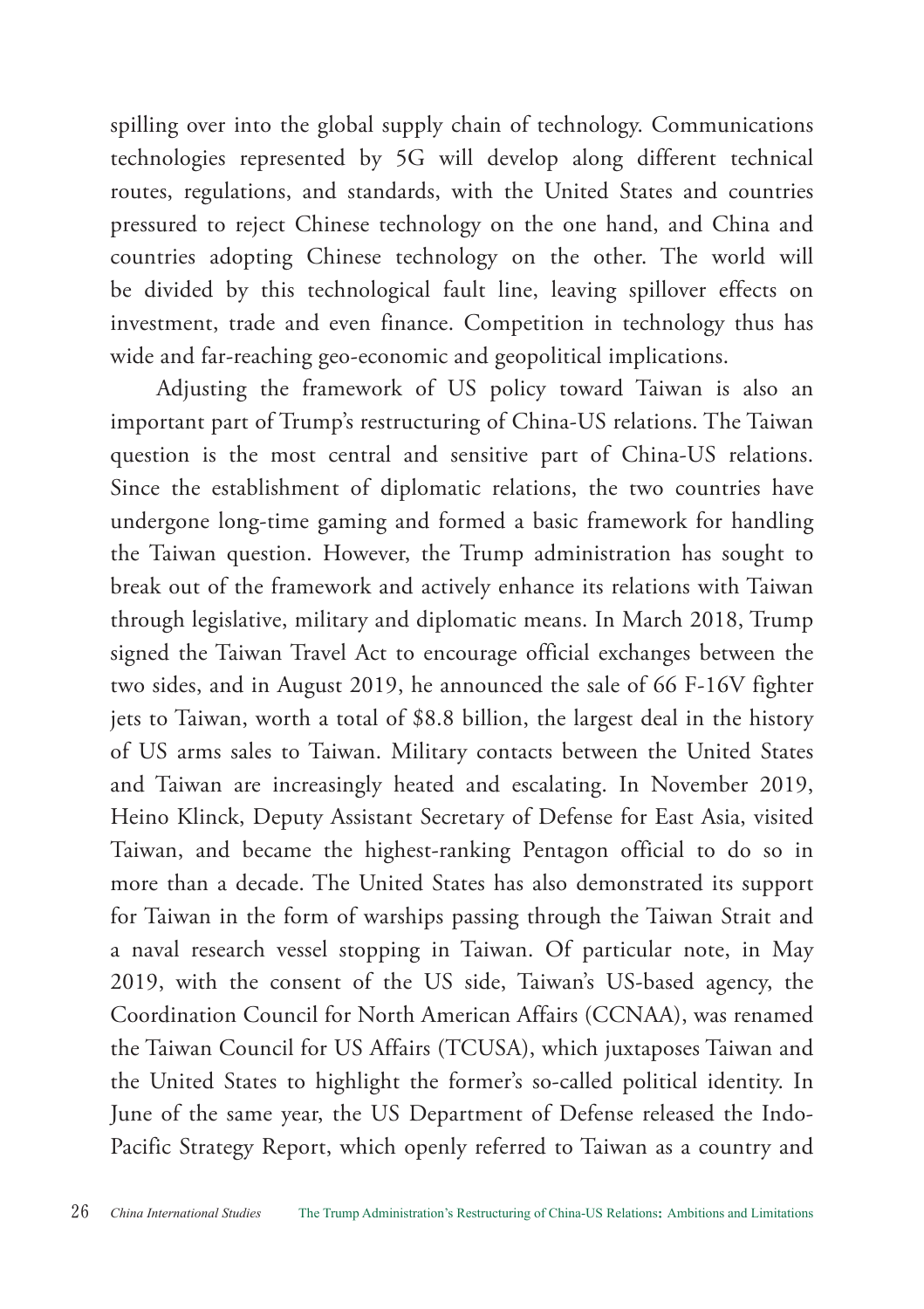spilling over into the global supply chain of technology. Communications technologies represented by 5G will develop along different technical routes, regulations, and standards, with the United States and countries pressured to reject Chinese technology on the one hand, and China and countries adopting Chinese technology on the other. The world will be divided by this technological fault line, leaving spillover effects on investment, trade and even finance. Competition in technology thus has wide and far-reaching geo-economic and geopolitical implications.

Adjusting the framework of US policy toward Taiwan is also an important part of Trump's restructuring of China-US relations. The Taiwan question is the most central and sensitive part of China-US relations. Since the establishment of diplomatic relations, the two countries have undergone long-time gaming and formed a basic framework for handling the Taiwan question. However, the Trump administration has sought to break out of the framework and actively enhance its relations with Taiwan through legislative, military and diplomatic means. In March 2018, Trump signed the Taiwan Travel Act to encourage official exchanges between the two sides, and in August 2019, he announced the sale of 66 F-16V fighter jets to Taiwan, worth a total of $8.8 billion, the largest deal in the history of US arms sales to Taiwan. Military contacts between the United States and Taiwan are increasingly heated and escalating. In November 2019, Heino Klinck, Deputy Assistant Secretary of Defense for East Asia, visited Taiwan, and became the highest-ranking Pentagon official to do so in more than a decade. The United States has also demonstrated its support for Taiwan in the form of warships passing through the Taiwan Strait and a naval research vessel stopping in Taiwan. Of particular note, in May 2019, with the consent of the US side, Taiwan's US-based agency, the Coordination Council for North American Affairs (CCNAA), was renamed the Taiwan Council for US Affairs (TCUSA), which juxtaposes Taiwan and the United States to highlight the former's so-called political identity. In June of the same year, the US Department of Defense released the Indo-Pacific Strategy Report, which openly referred to Taiwan as a country and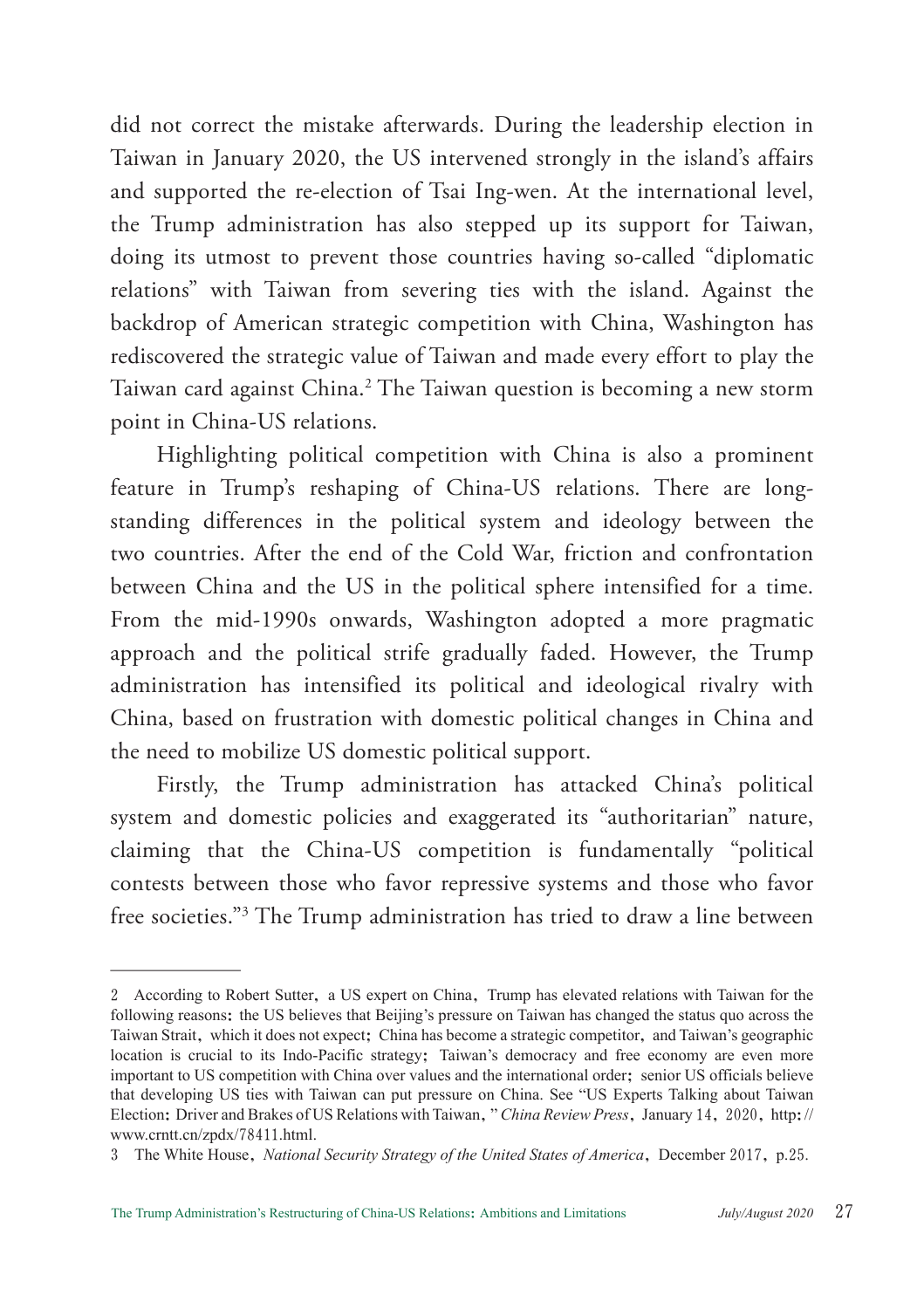did not correct the mistake afterwards. During the leadership election in Taiwan in January 2020, the US intervened strongly in the island's affairs and supported the re-election of Tsai Ing-wen. At the international level, the Trump administration has also stepped up its support for Taiwan, doing its utmost to prevent those countries having so-called "diplomatic relations" with Taiwan from severing ties with the island. Against the backdrop of American strategic competition with China, Washington has rediscovered the strategic value of Taiwan and made every effort to play the Taiwan card against China.[2] The Taiwan question is becoming a new storm point in China-US relations.

Highlighting political competition with China is also a prominent feature in Trump's reshaping of China-US relations. There are long-standing differences in the political system and ideology between the two countries. After the end of the Cold War, friction and confrontation between China and the US in the political sphere intensified for a time. From the mid-1990s onwards, Washington adopted a more pragmatic approach and the political strife gradually faded. However, the Trump administration has intensified its political and ideological rivalry with China, based on frustration with domestic political changes in China and the need to mobilize US domestic political support.

Firstly, the Trump administration has attacked China's political system and domestic policies and exaggerated its "authoritarian" nature, claiming that the China-US competition is fundamentally "political contests between those who favor repressive systems and those who favor free societies."[3] The Trump administration has tried to draw a line between

---

2 According to Robert Sutter, a US expert on China, Trump has elevated relations with Taiwan for the following reasons: the US believes that Beijing's pressure on Taiwan has changed the status quo across the Taiwan Strait, which it does not expect; China has become a strategic competitor, and Taiwan's geographic location is crucial to its Indo-Pacific strategy; Taiwan's democracy and free economy are even more important to US competition with China over values and the international order; senior US officials believe that developing US ties with Taiwan can put pressure on China. See "US Experts Talking about Taiwan Election: Driver and Brakes of US Relations with Taiwan," *China Review Press*, January 14, 2020, http://www.crntt.cn/zpdx/78411.html.

3 The White House, *National Security Strategy of the United States of America*, December 2017, p.25.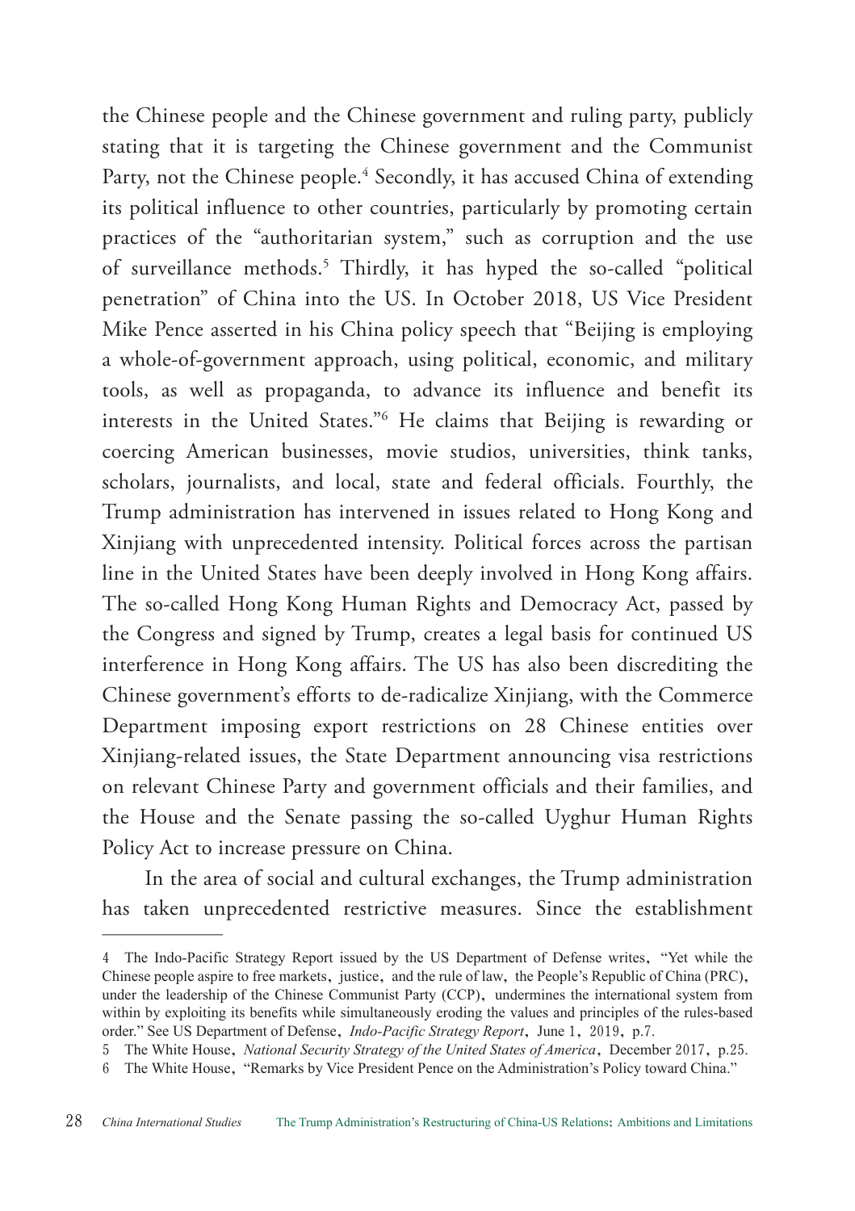the Chinese people and the Chinese government and ruling party, publicly stating that it is targeting the Chinese government and the Communist Party, not the Chinese people.[4] Secondly, it has accused China of extending its political influence to other countries, particularly by promoting certain practices of the "authoritarian system," such as corruption and the use of surveillance methods.[5] Thirdly, it has hyped the so-called "political penetration" of China into the US. In October 2018, US Vice President Mike Pence asserted in his China policy speech that "Beijing is employing a whole-of-government approach, using political, economic, and military tools, as well as propaganda, to advance its influence and benefit its interests in the United States."[6] He claims that Beijing is rewarding or coercing American businesses, movie studios, universities, think tanks, scholars, journalists, and local, state and federal officials. Fourthly, the Trump administration has intervened in issues related to Hong Kong and Xinjiang with unprecedented intensity. Political forces across the partisan line in the United States have been deeply involved in Hong Kong affairs. The so-called Hong Kong Human Rights and Democracy Act, passed by the Congress and signed by Trump, creates a legal basis for continued US interference in Hong Kong affairs. The US has also been discrediting the Chinese government's efforts to de-radicalize Xinjiang, with the Commerce Department imposing export restrictions on 28 Chinese entities over Xinjiang-related issues, the State Department announcing visa restrictions on relevant Chinese Party and government officials and their families, and the House and the Senate passing the so-called Uyghur Human Rights Policy Act to increase pressure on China.

In the area of social and cultural exchanges, the Trump administration has taken unprecedented restrictive measures. Since the establishment

---

4 The Indo-Pacific Strategy Report issued by the US Department of Defense writes, "Yet while the Chinese people aspire to free markets, justice, and the rule of law, the People's Republic of China (PRC), under the leadership of the Chinese Communist Party (CCP), undermines the international system from within by exploiting its benefits while simultaneously eroding the values and principles of the rules-based order." See US Department of Defense, *Indo-Pacific Strategy Report*, June 1, 2019, p.7.

5 The White House, *National Security Strategy of the United States of America*, December 2017, p.25.

6 The White House, "Remarks by Vice President Pence on the Administration's Policy toward China."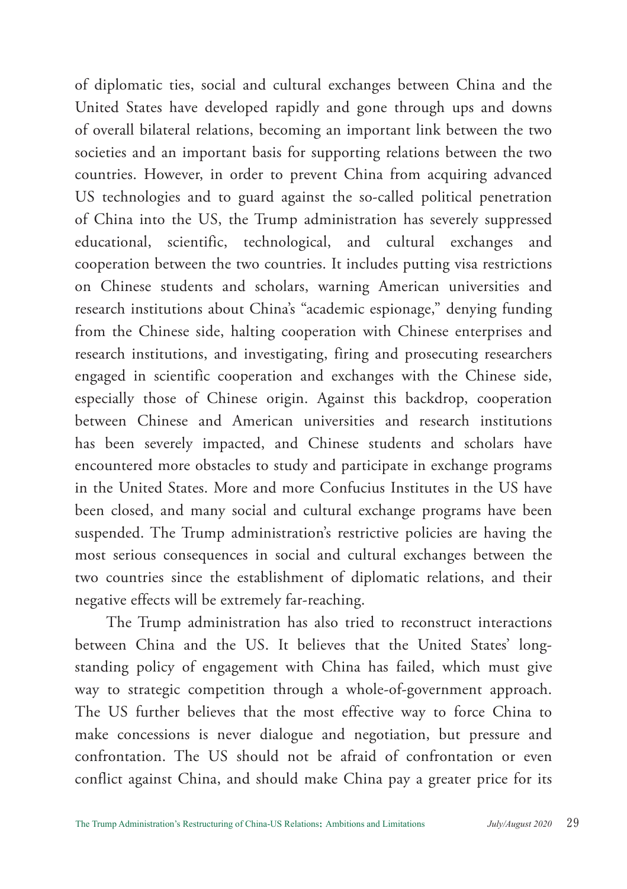of diplomatic ties, social and cultural exchanges between China and the United States have developed rapidly and gone through ups and downs of overall bilateral relations, becoming an important link between the two societies and an important basis for supporting relations between the two countries. However, in order to prevent China from acquiring advanced US technologies and to guard against the so-called political penetration of China into the US, the Trump administration has severely suppressed educational, scientific, technological, and cultural exchanges and cooperation between the two countries. It includes putting visa restrictions on Chinese students and scholars, warning American universities and research institutions about China's "academic espionage," denying funding from the Chinese side, halting cooperation with Chinese enterprises and research institutions, and investigating, firing and prosecuting researchers engaged in scientific cooperation and exchanges with the Chinese side, especially those of Chinese origin. Against this backdrop, cooperation between Chinese and American universities and research institutions has been severely impacted, and Chinese students and scholars have encountered more obstacles to study and participate in exchange programs in the United States. More and more Confucius Institutes in the US have been closed, and many social and cultural exchange programs have been suspended. The Trump administration's restrictive policies are having the most serious consequences in social and cultural exchanges between the two countries since the establishment of diplomatic relations, and their negative effects will be extremely far-reaching.

The Trump administration has also tried to reconstruct interactions between China and the US. It believes that the United States' long-standing policy of engagement with China has failed, which must give way to strategic competition through a whole-of-government approach. The US further believes that the most effective way to force China to make concessions is never dialogue and negotiation, but pressure and confrontation. The US should not be afraid of confrontation or even conflict against China, and should make China pay a greater price for its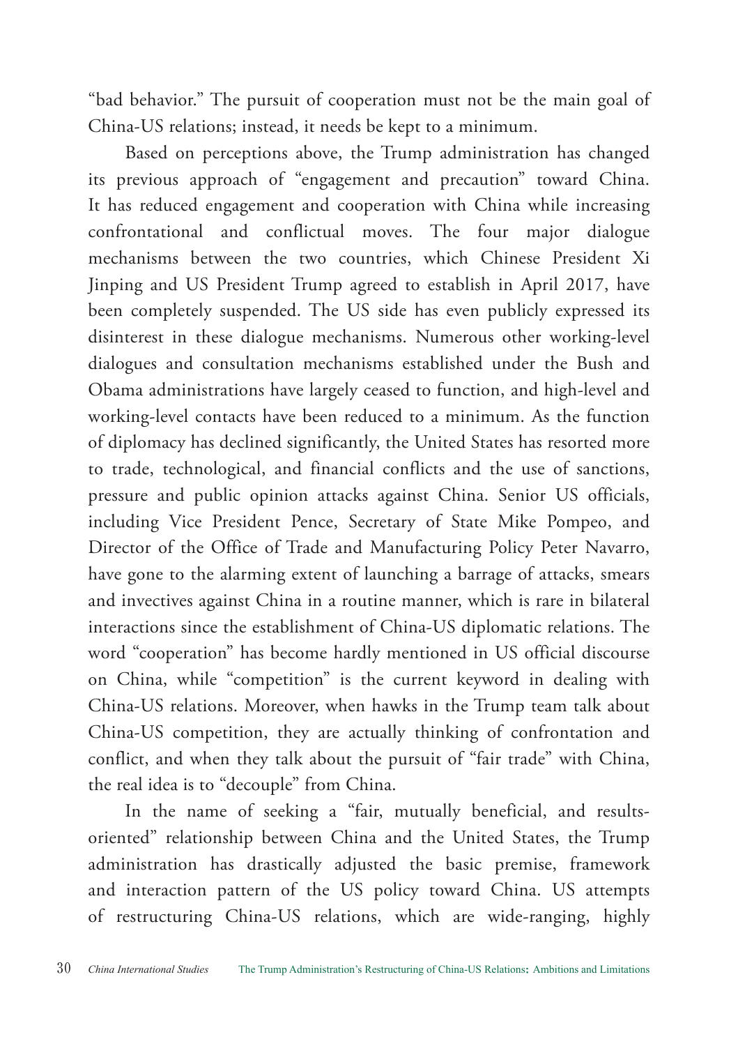"bad behavior." The pursuit of cooperation must not be the main goal of China-US relations; instead, it needs be kept to a minimum.

Based on perceptions above, the Trump administration has changed its previous approach of "engagement and precaution" toward China. It has reduced engagement and cooperation with China while increasing confrontational and conflictual moves. The four major dialogue mechanisms between the two countries, which Chinese President Xi Jinping and US President Trump agreed to establish in April 2017, have been completely suspended. The US side has even publicly expressed its disinterest in these dialogue mechanisms. Numerous other working-level dialogues and consultation mechanisms established under the Bush and Obama administrations have largely ceased to function, and high-level and working-level contacts have been reduced to a minimum. As the function of diplomacy has declined significantly, the United States has resorted more to trade, technological, and financial conflicts and the use of sanctions, pressure and public opinion attacks against China. Senior US officials, including Vice President Pence, Secretary of State Mike Pompeo, and Director of the Office of Trade and Manufacturing Policy Peter Navarro, have gone to the alarming extent of launching a barrage of attacks, smears and invectives against China in a routine manner, which is rare in bilateral interactions since the establishment of China-US diplomatic relations. The word "cooperation" has become hardly mentioned in US official discourse on China, while "competition" is the current keyword in dealing with China-US relations. Moreover, when hawks in the Trump team talk about China-US competition, they are actually thinking of confrontation and conflict, and when they talk about the pursuit of "fair trade" with China, the real idea is to "decouple" from China.

In the name of seeking a "fair, mutually beneficial, and results-oriented" relationship between China and the United States, the Trump administration has drastically adjusted the basic premise, framework and interaction pattern of the US policy toward China. US attempts of restructuring China-US relations, which are wide-ranging, highly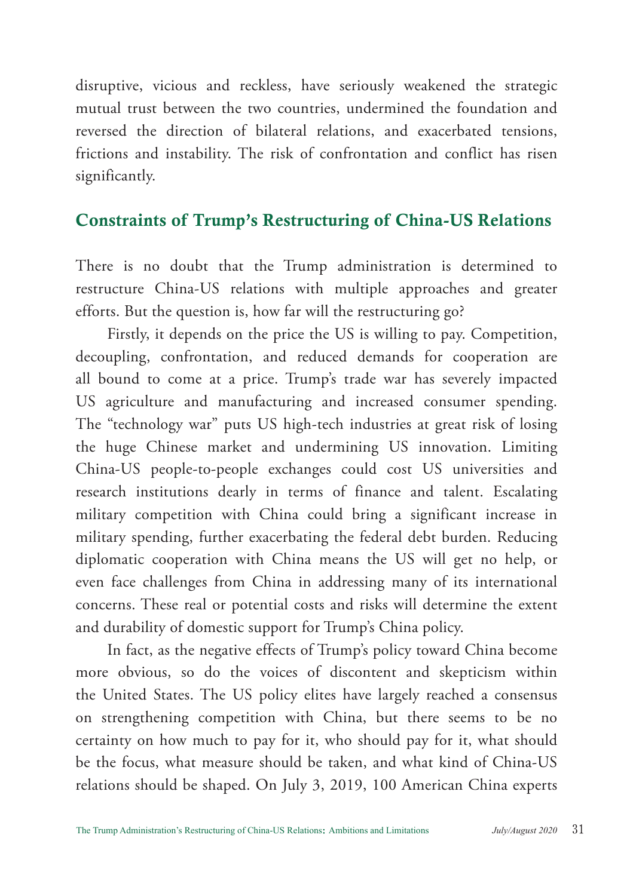disruptive, vicious and reckless, have seriously weakened the strategic mutual trust between the two countries, undermined the foundation and reversed the direction of bilateral relations, and exacerbated tensions, frictions and instability. The risk of confrontation and conflict has risen significantly.

## Constraints of Trump's Restructuring of China-US Relations

There is no doubt that the Trump administration is determined to restructure China-US relations with multiple approaches and greater efforts. But the question is, how far will the restructuring go?

Firstly, it depends on the price the US is willing to pay. Competition, decoupling, confrontation, and reduced demands for cooperation are all bound to come at a price. Trump's trade war has severely impacted US agriculture and manufacturing and increased consumer spending. The "technology war" puts US high-tech industries at great risk of losing the huge Chinese market and undermining US innovation. Limiting China-US people-to-people exchanges could cost US universities and research institutions dearly in terms of finance and talent. Escalating military competition with China could bring a significant increase in military spending, further exacerbating the federal debt burden. Reducing diplomatic cooperation with China means the US will get no help, or even face challenges from China in addressing many of its international concerns. These real or potential costs and risks will determine the extent and durability of domestic support for Trump's China policy.

In fact, as the negative effects of Trump's policy toward China become more obvious, so do the voices of discontent and skepticism within the United States. The US policy elites have largely reached a consensus on strengthening competition with China, but there seems to be no certainty on how much to pay for it, who should pay for it, what should be the focus, what measure should be taken, and what kind of China-US relations should be shaped. On July 3, 2019, 100 American China experts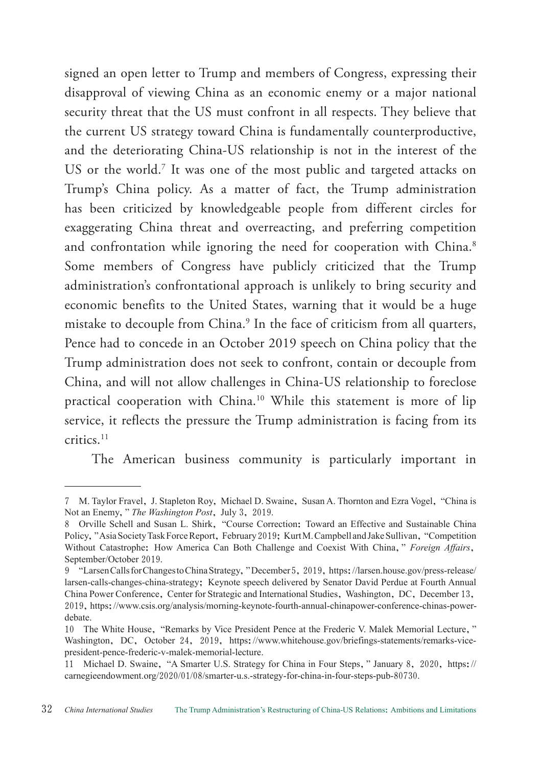signed an open letter to Trump and members of Congress, expressing their disapproval of viewing China as an economic enemy or a major national security threat that the US must confront in all respects. They believe that the current US strategy toward China is fundamentally counterproductive, and the deteriorating China-US relationship is not in the interest of the US or the world.[7] It was one of the most public and targeted attacks on Trump's China policy. As a matter of fact, the Trump administration has been criticized by knowledgeable people from different circles for exaggerating China threat and overreacting, and preferring competition and confrontation while ignoring the need for cooperation with China.[8] Some members of Congress have publicly criticized that the Trump administration's confrontational approach is unlikely to bring security and economic benefits to the United States, warning that it would be a huge mistake to decouple from China.[9] In the face of criticism from all quarters, Pence had to concede in an October 2019 speech on China policy that the Trump administration does not seek to confront, contain or decouple from China, and will not allow challenges in China-US relationship to foreclose practical cooperation with China.[10] While this statement is more of lip service, it reflects the pressure the Trump administration is facing from its critics.[11]

The American business community is particularly important in

---

7 M. Taylor Fravel, J. Stapleton Roy, Michael D. Swaine, Susan A. Thornton and Ezra Vogel, "China is Not an Enemy," *The Washington Post*, July 3, 2019.

8 Orville Schell and Susan L. Shirk, "Course Correction: Toward an Effective and Sustainable China Policy," Asia Society Task Force Report, February 2019; Kurt M. Campbell and Jake Sullivan, "Competition Without Catastrophe: How America Can Both Challenge and Coexist With China," *Foreign Affairs*, September/October 2019.

9 "Larsen Calls for Changes to China Strategy," December 5, 2019, https://larsen.house.gov/press-release/larsen-calls-changes-china-strategy; Keynote speech delivered by Senator David Perdue at Fourth Annual China Power Conference, Center for Strategic and International Studies, Washington, DC, December 13, 2019, https://www.csis.org/analysis/morning-keynote-fourth-annual-chinapower-conference-chinas-power-debate.

10 The White House, "Remarks by Vice President Pence at the Frederic V. Malek Memorial Lecture," Washington, DC, October 24, 2019, https://www.whitehouse.gov/briefings-statements/remarks-vice-president-pence-frederic-v-malek-memorial-lecture.

11 Michael D. Swaine, "A Smarter U.S. Strategy for China in Four Steps," January 8, 2020, https://carnegieendowment.org/2020/01/08/smarter-u.s.-strategy-for-china-in-four-steps-pub-80730.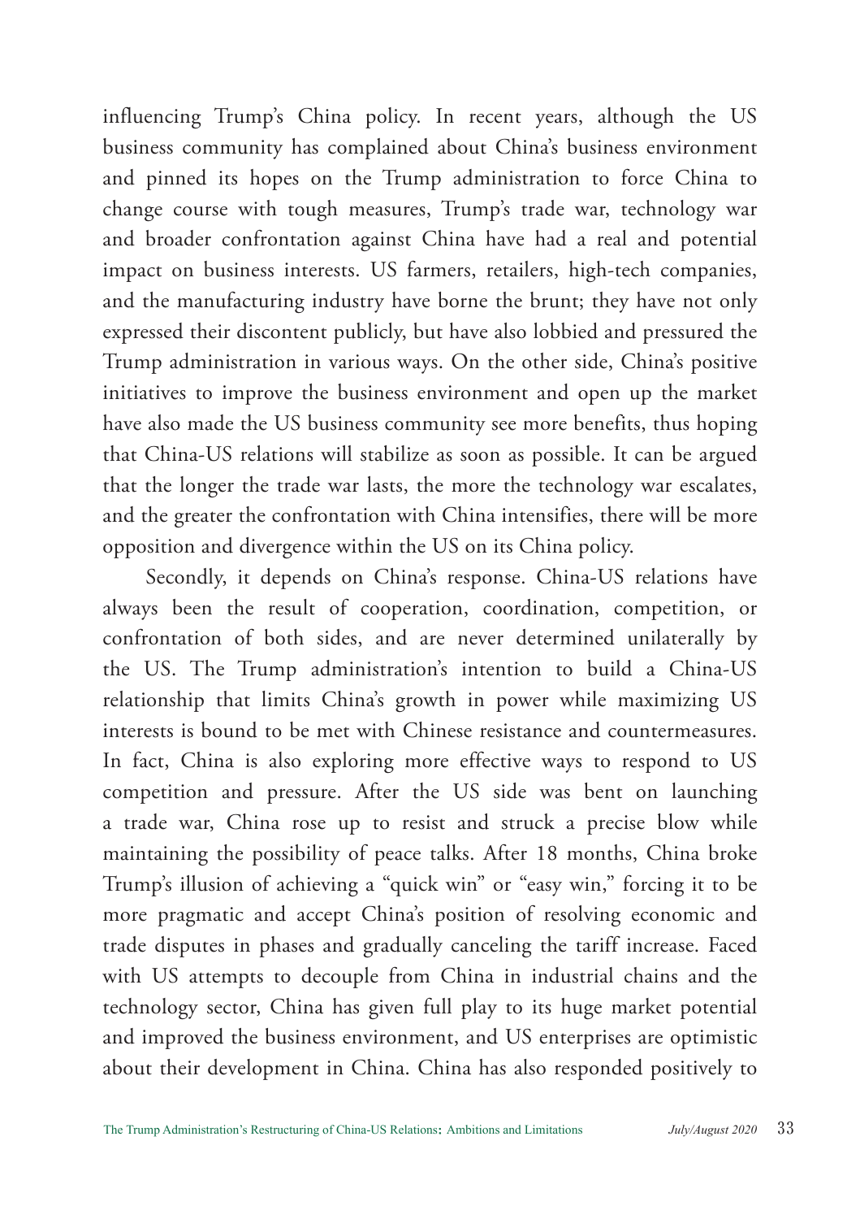influencing Trump's China policy. In recent years, although the US business community has complained about China's business environment and pinned its hopes on the Trump administration to force China to change course with tough measures, Trump's trade war, technology war and broader confrontation against China have had a real and potential impact on business interests. US farmers, retailers, high-tech companies, and the manufacturing industry have borne the brunt; they have not only expressed their discontent publicly, but have also lobbied and pressured the Trump administration in various ways. On the other side, China's positive initiatives to improve the business environment and open up the market have also made the US business community see more benefits, thus hoping that China-US relations will stabilize as soon as possible. It can be argued that the longer the trade war lasts, the more the technology war escalates, and the greater the confrontation with China intensifies, there will be more opposition and divergence within the US on its China policy.

Secondly, it depends on China's response. China-US relations have always been the result of cooperation, coordination, competition, or confrontation of both sides, and are never determined unilaterally by the US. The Trump administration's intention to build a China-US relationship that limits China's growth in power while maximizing US interests is bound to be met with Chinese resistance and countermeasures. In fact, China is also exploring more effective ways to respond to US competition and pressure. After the US side was bent on launching a trade war, China rose up to resist and struck a precise blow while maintaining the possibility of peace talks. After 18 months, China broke Trump's illusion of achieving a "quick win" or "easy win," forcing it to be more pragmatic and accept China's position of resolving economic and trade disputes in phases and gradually canceling the tariff increase. Faced with US attempts to decouple from China in industrial chains and the technology sector, China has given full play to its huge market potential and improved the business environment, and US enterprises are optimistic about their development in China. China has also responded positively to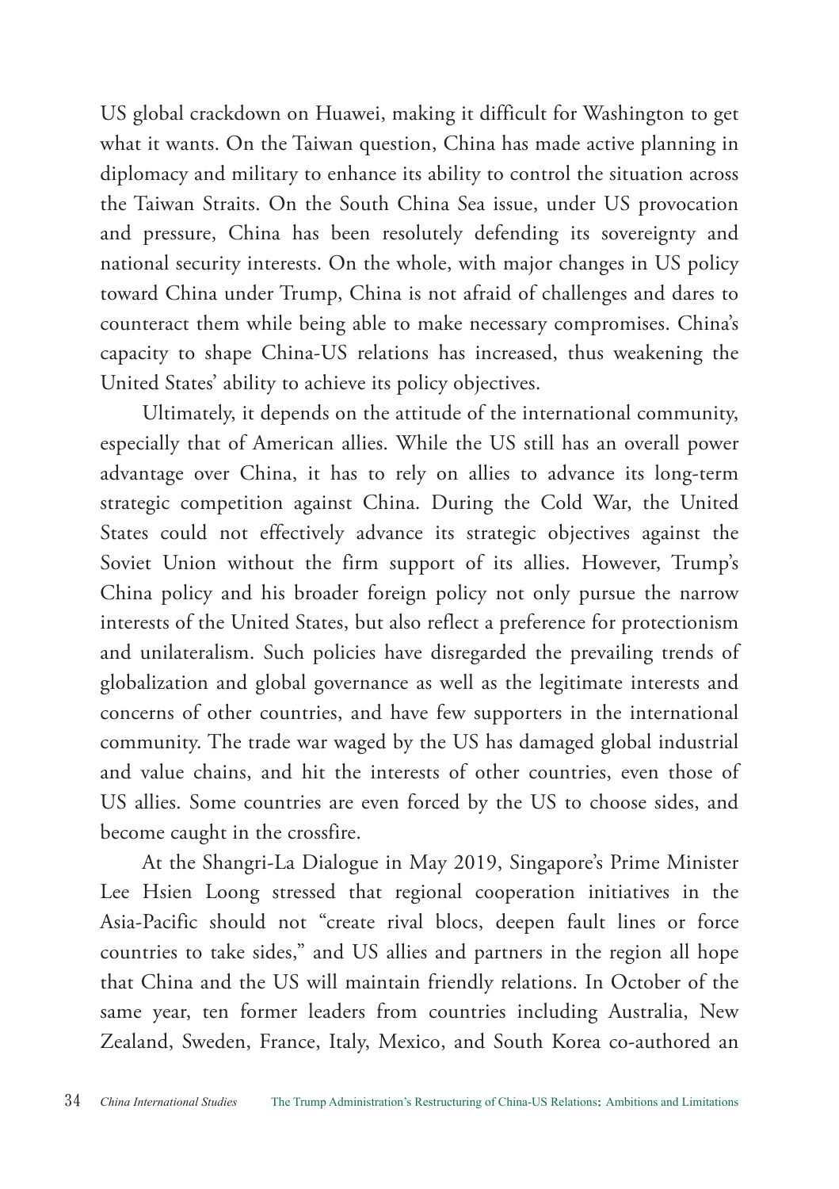US global crackdown on Huawei, making it difficult for Washington to get what it wants. On the Taiwan question, China has made active planning in diplomacy and military to enhance its ability to control the situation across the Taiwan Straits. On the South China Sea issue, under US provocation and pressure, China has been resolutely defending its sovereignty and national security interests. On the whole, with major changes in US policy toward China under Trump, China is not afraid of challenges and dares to counteract them while being able to make necessary compromises. China's capacity to shape China-US relations has increased, thus weakening the United States' ability to achieve its policy objectives.

Ultimately, it depends on the attitude of the international community, especially that of American allies. While the US still has an overall power advantage over China, it has to rely on allies to advance its long-term strategic competition against China. During the Cold War, the United States could not effectively advance its strategic objectives against the Soviet Union without the firm support of its allies. However, Trump's China policy and his broader foreign policy not only pursue the narrow interests of the United States, but also reflect a preference for protectionism and unilateralism. Such policies have disregarded the prevailing trends of globalization and global governance as well as the legitimate interests and concerns of other countries, and have few supporters in the international community. The trade war waged by the US has damaged global industrial and value chains, and hit the interests of other countries, even those of US allies. Some countries are even forced by the US to choose sides, and become caught in the crossfire.

At the Shangri-La Dialogue in May 2019, Singapore's Prime Minister Lee Hsien Loong stressed that regional cooperation initiatives in the Asia-Pacific should not "create rival blocs, deepen fault lines or force countries to take sides," and US allies and partners in the region all hope that China and the US will maintain friendly relations. In October of the same year, ten former leaders from countries including Australia, New Zealand, Sweden, France, Italy, Mexico, and South Korea co-authored an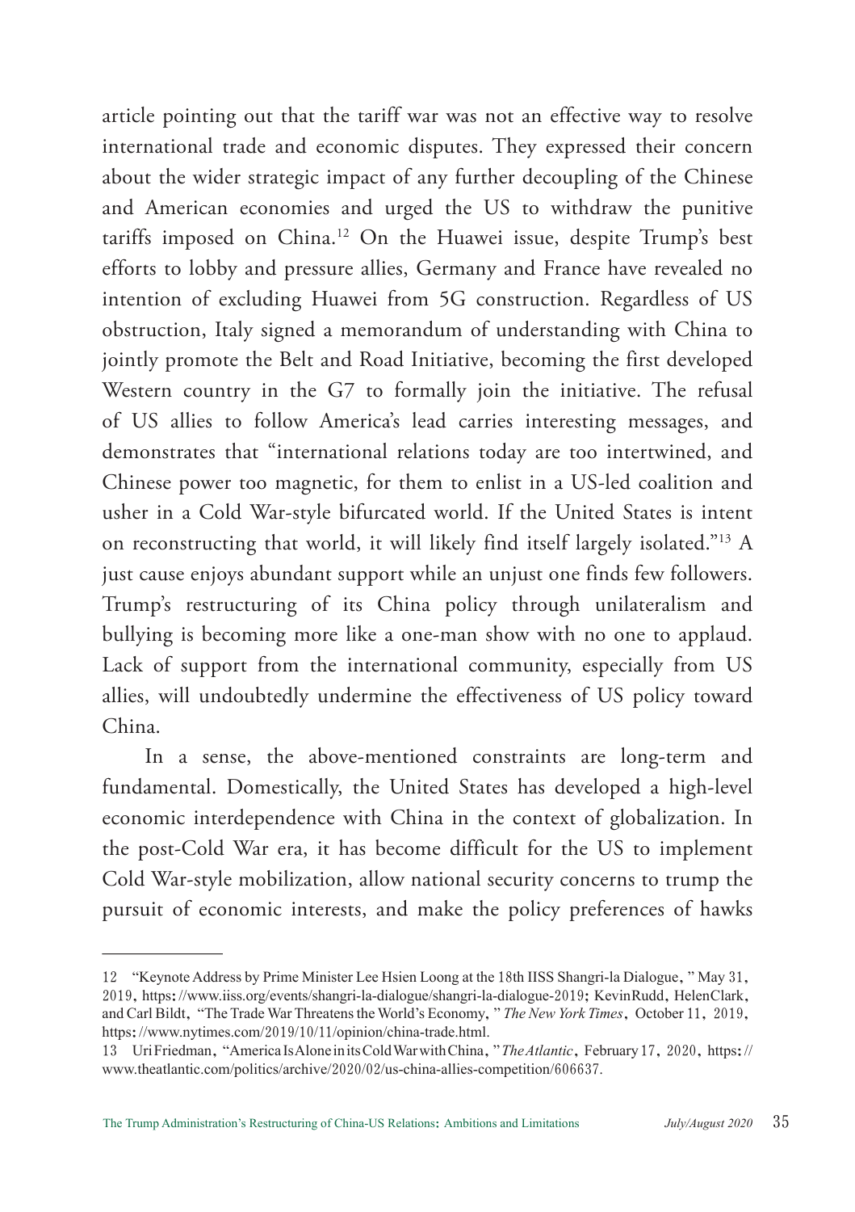article pointing out that the tariff war was not an effective way to resolve international trade and economic disputes. They expressed their concern about the wider strategic impact of any further decoupling of the Chinese and American economies and urged the US to withdraw the punitive tariffs imposed on China.[12] On the Huawei issue, despite Trump's best efforts to lobby and pressure allies, Germany and France have revealed no intention of excluding Huawei from 5G construction. Regardless of US obstruction, Italy signed a memorandum of understanding with China to jointly promote the Belt and Road Initiative, becoming the first developed Western country in the G7 to formally join the initiative. The refusal of US allies to follow America's lead carries interesting messages, and demonstrates that "international relations today are too intertwined, and Chinese power too magnetic, for them to enlist in a US-led coalition and usher in a Cold War-style bifurcated world. If the United States is intent on reconstructing that world, it will likely find itself largely isolated."[13] A just cause enjoys abundant support while an unjust one finds few followers. Trump's restructuring of its China policy through unilateralism and bullying is becoming more like a one-man show with no one to applaud. Lack of support from the international community, especially from US allies, will undoubtedly undermine the effectiveness of US policy toward China.

In a sense, the above-mentioned constraints are long-term and fundamental. Domestically, the United States has developed a high-level economic interdependence with China in the context of globalization. In the post-Cold War era, it has become difficult for the US to implement Cold War-style mobilization, allow national security concerns to trump the pursuit of economic interests, and make the policy preferences of hawks

---

12 "Keynote Address by Prime Minister Lee Hsien Loong at the 18th IISS Shangri-la Dialogue," May 31, 2019, https://www.iiss.org/events/shangri-la-dialogue/shangri-la-dialogue-2019; KevinRudd, HelenClark, and Carl Bildt, "The Trade War Threatens the World's Economy," *The New York Times*, October 11, 2019, https://www.nytimes.com/2019/10/11/opinion/china-trade.html.

13 Uri Friedman, "America Is Alone in its Cold War with China," *The Atlantic*, February 17, 2020, https://www.theatlantic.com/politics/archive/2020/02/us-china-allies-competition/606637.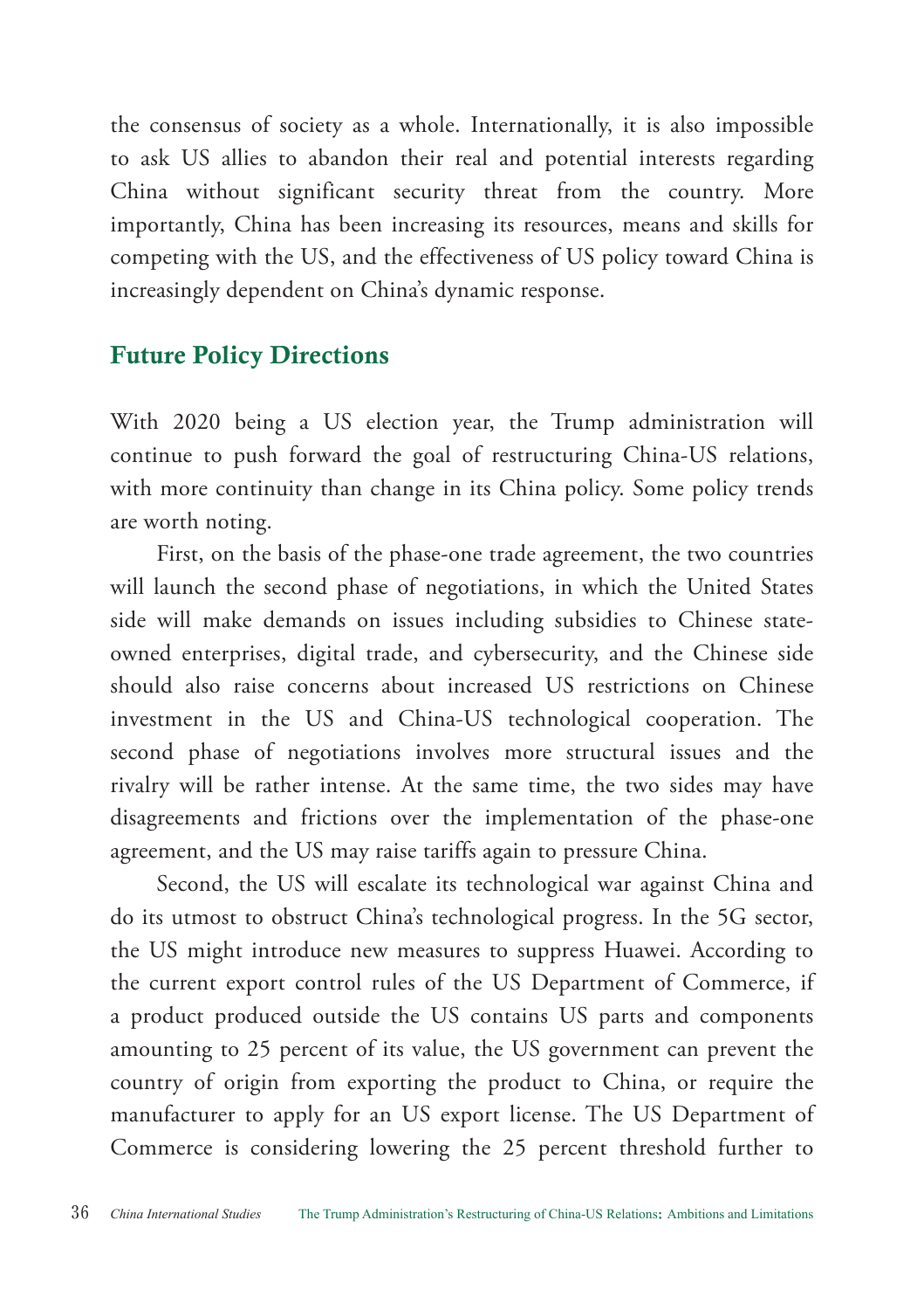the consensus of society as a whole. Internationally, it is also impossible to ask US allies to abandon their real and potential interests regarding China without significant security threat from the country. More importantly, China has been increasing its resources, means and skills for competing with the US, and the effectiveness of US policy toward China is increasingly dependent on China's dynamic response.

## Future Policy Directions

With 2020 being a US election year, the Trump administration will continue to push forward the goal of restructuring China-US relations, with more continuity than change in its China policy. Some policy trends are worth noting.

First, on the basis of the phase-one trade agreement, the two countries will launch the second phase of negotiations, in which the United States side will make demands on issues including subsidies to Chinese state-owned enterprises, digital trade, and cybersecurity, and the Chinese side should also raise concerns about increased US restrictions on Chinese investment in the US and China-US technological cooperation. The second phase of negotiations involves more structural issues and the rivalry will be rather intense. At the same time, the two sides may have disagreements and frictions over the implementation of the phase-one agreement, and the US may raise tariffs again to pressure China.

Second, the US will escalate its technological war against China and do its utmost to obstruct China's technological progress. In the 5G sector, the US might introduce new measures to suppress Huawei. According to the current export control rules of the US Department of Commerce, if a product produced outside the US contains US parts and components amounting to 25 percent of its value, the US government can prevent the country of origin from exporting the product to China, or require the manufacturer to apply for an US export license. The US Department of Commerce is considering lowering the 25 percent threshold further to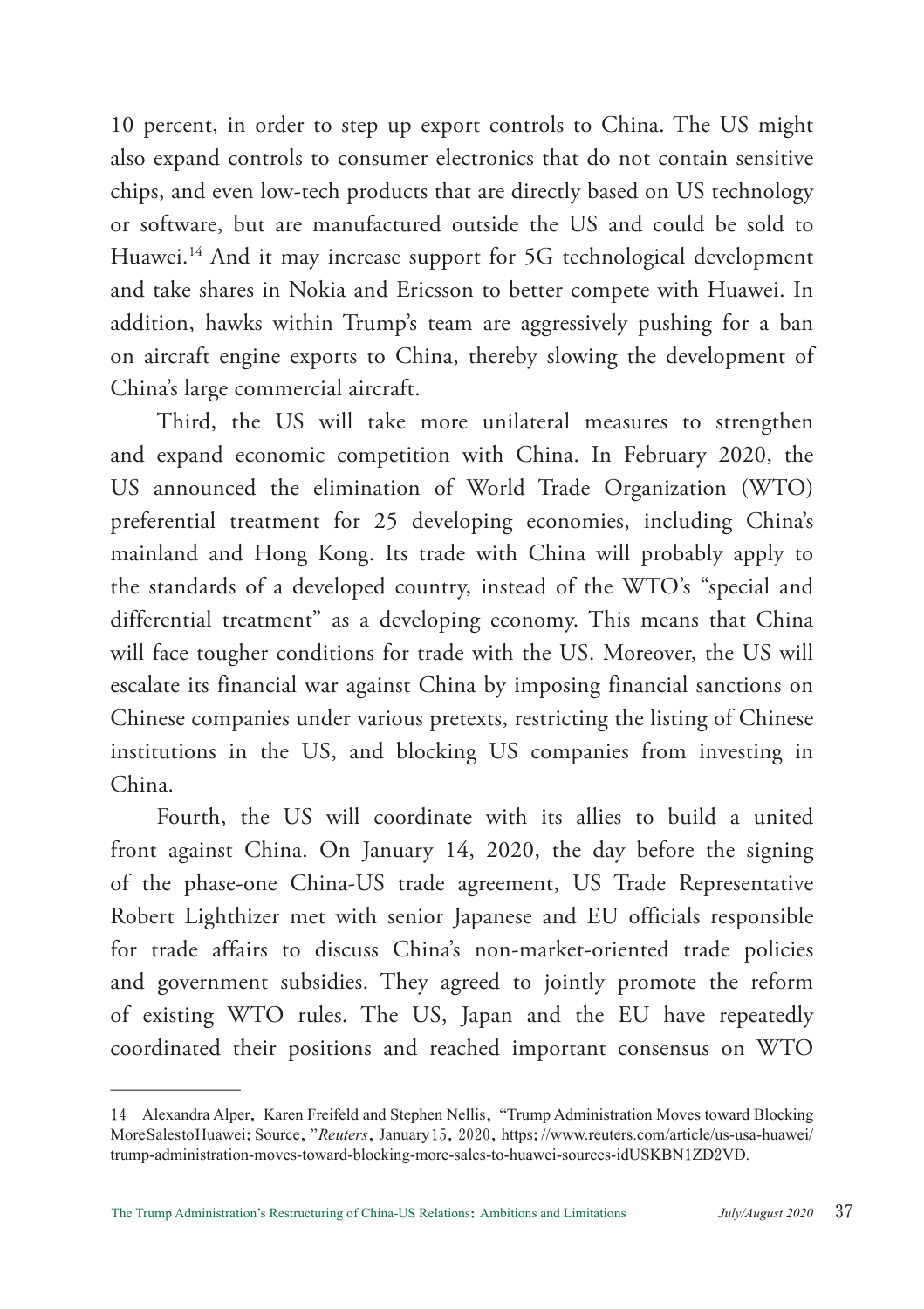10 percent, in order to step up export controls to China. The US might also expand controls to consumer electronics that do not contain sensitive chips, and even low-tech products that are directly based on US technology or software, but are manufactured outside the US and could be sold to Huawei.[14] And it may increase support for 5G technological development and take shares in Nokia and Ericsson to better compete with Huawei. In addition, hawks within Trump's team are aggressively pushing for a ban on aircraft engine exports to China, thereby slowing the development of China's large commercial aircraft.

Third, the US will take more unilateral measures to strengthen and expand economic competition with China. In February 2020, the US announced the elimination of World Trade Organization (WTO) preferential treatment for 25 developing economies, including China's mainland and Hong Kong. Its trade with China will probably apply to the standards of a developed country, instead of the WTO's "special and differential treatment" as a developing economy. This means that China will face tougher conditions for trade with the US. Moreover, the US will escalate its financial war against China by imposing financial sanctions on Chinese companies under various pretexts, restricting the listing of Chinese institutions in the US, and blocking US companies from investing in China.

Fourth, the US will coordinate with its allies to build a united front against China. On January 14, 2020, the day before the signing of the phase-one China-US trade agreement, US Trade Representative Robert Lighthizer met with senior Japanese and EU officials responsible for trade affairs to discuss China's non-market-oriented trade policies and government subsidies. They agreed to jointly promote the reform of existing WTO rules. The US, Japan and the EU have repeatedly coordinated their positions and reached important consensus on WTO

---

14 Alexandra Alper, Karen Freifeld and Stephen Nellis, "Trump Administration Moves toward Blocking MoreSalestoHuawei: Source," *Reuters*, January15, 2020, https://www.reuters.com/article/us-usa-huawei/trump-administration-moves-toward-blocking-more-sales-to-huawei-sources-idUSKBN1ZD2VD.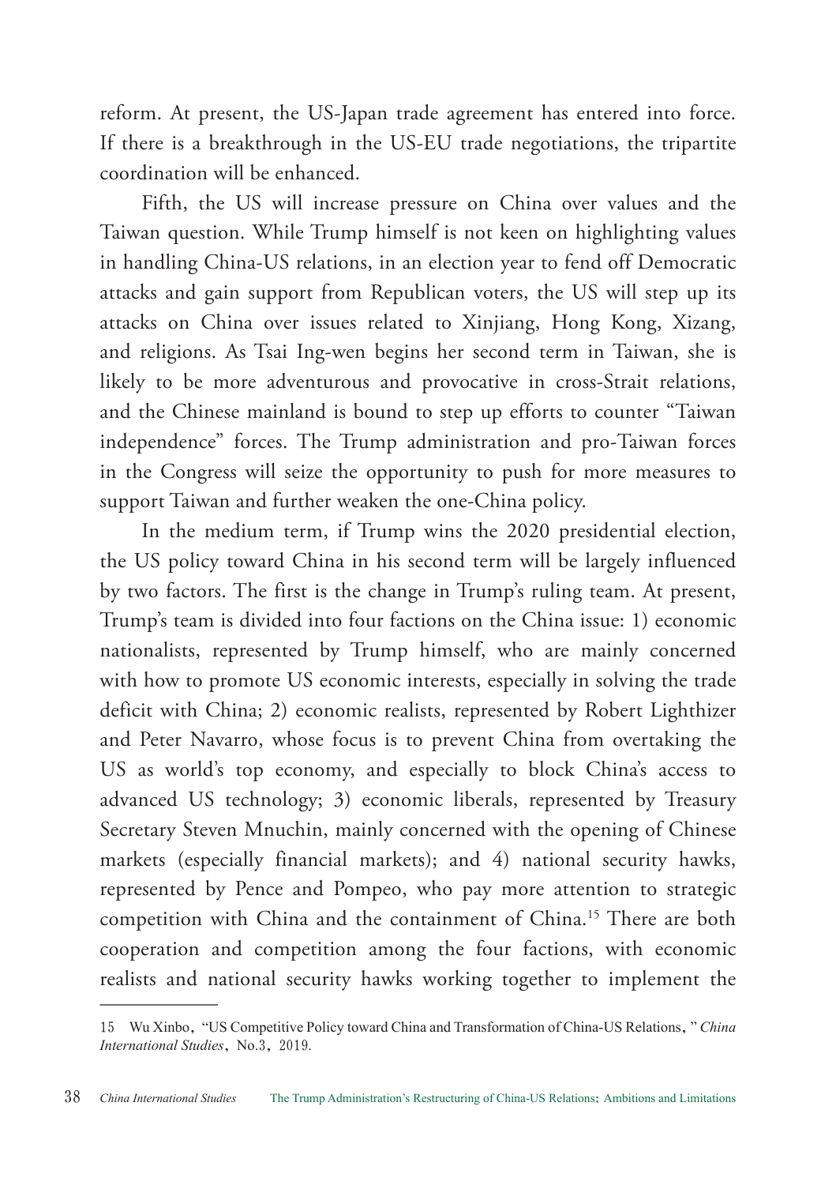reform. At present, the US-Japan trade agreement has entered into force. If there is a breakthrough in the US-EU trade negotiations, the tripartite coordination will be enhanced.

Fifth, the US will increase pressure on China over values and the Taiwan question. While Trump himself is not keen on highlighting values in handling China-US relations, in an election year to fend off Democratic attacks and gain support from Republican voters, the US will step up its attacks on China over issues related to Xinjiang, Hong Kong, Xizang, and religions. As Tsai Ing-wen begins her second term in Taiwan, she is likely to be more adventurous and provocative in cross-Strait relations, and the Chinese mainland is bound to step up efforts to counter "Taiwan independence" forces. The Trump administration and pro-Taiwan forces in the Congress will seize the opportunity to push for more measures to support Taiwan and further weaken the one-China policy.

In the medium term, if Trump wins the 2020 presidential election, the US policy toward China in his second term will be largely influenced by two factors. The first is the change in Trump's ruling team. At present, Trump's team is divided into four factions on the China issue: 1) economic nationalists, represented by Trump himself, who are mainly concerned with how to promote US economic interests, especially in solving the trade deficit with China; 2) economic realists, represented by Robert Lighthizer and Peter Navarro, whose focus is to prevent China from overtaking the US as world's top economy, and especially to block China's access to advanced US technology; 3) economic liberals, represented by Treasury Secretary Steven Mnuchin, mainly concerned with the opening of Chinese markets (especially financial markets); and 4) national security hawks, represented by Pence and Pompeo, who pay more attention to strategic competition with China and the containment of China.[15] There are both cooperation and competition among the four factions, with economic realists and national security hawks working together to implement the

---

15 Wu Xinbo, "US Competitive Policy toward China and Transformation of China-US Relations," *China International Studies*, No.3, 2019.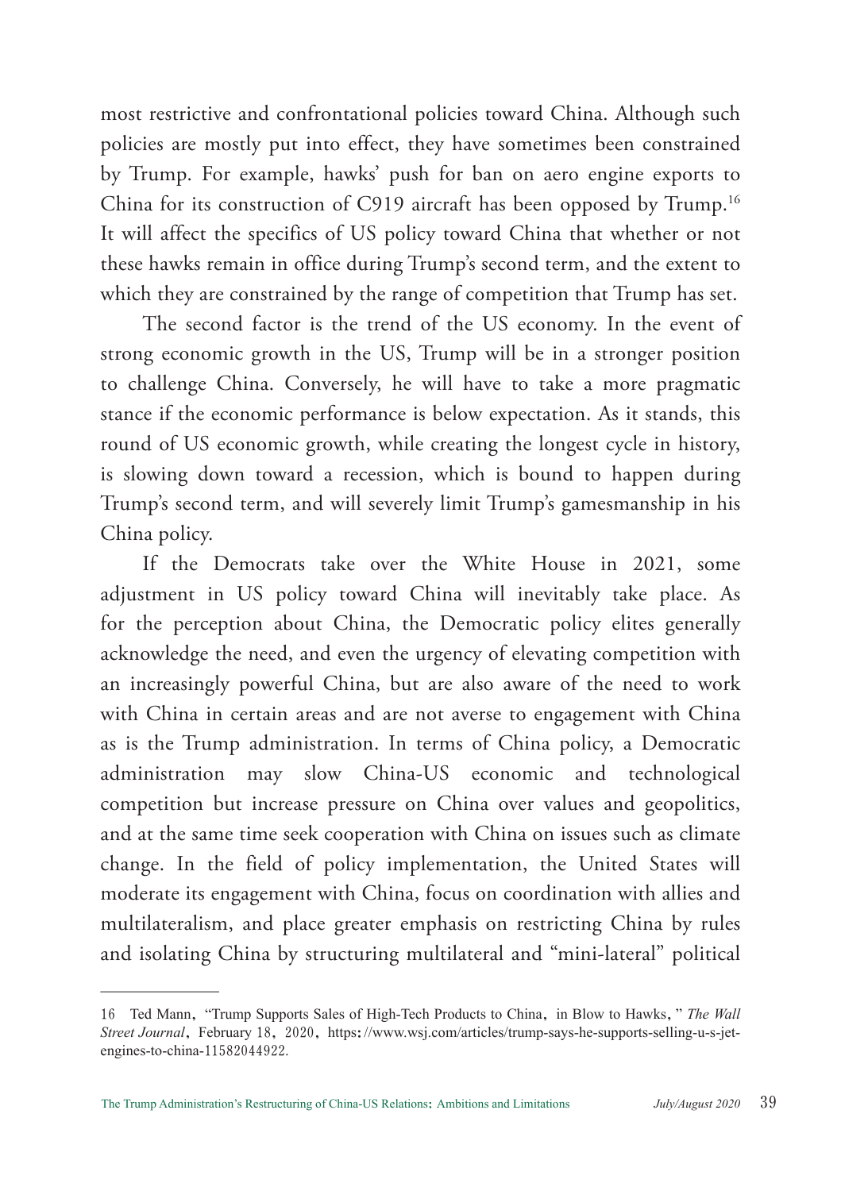most restrictive and confrontational policies toward China. Although such policies are mostly put into effect, they have sometimes been constrained by Trump. For example, hawks' push for ban on aero engine exports to China for its construction of C919 aircraft has been opposed by Trump.[16] It will affect the specifics of US policy toward China that whether or not these hawks remain in office during Trump's second term, and the extent to which they are constrained by the range of competition that Trump has set.

The second factor is the trend of the US economy. In the event of strong economic growth in the US, Trump will be in a stronger position to challenge China. Conversely, he will have to take a more pragmatic stance if the economic performance is below expectation. As it stands, this round of US economic growth, while creating the longest cycle in history, is slowing down toward a recession, which is bound to happen during Trump's second term, and will severely limit Trump's gamesmanship in his China policy.

If the Democrats take over the White House in 2021, some adjustment in US policy toward China will inevitably take place. As for the perception about China, the Democratic policy elites generally acknowledge the need, and even the urgency of elevating competition with an increasingly powerful China, but are also aware of the need to work with China in certain areas and are not averse to engagement with China as is the Trump administration. In terms of China policy, a Democratic administration may slow China-US economic and technological competition but increase pressure on China over values and geopolitics, and at the same time seek cooperation with China on issues such as climate change. In the field of policy implementation, the United States will moderate its engagement with China, focus on coordination with allies and multilateralism, and place greater emphasis on restricting China by rules and isolating China by structuring multilateral and "mini-lateral" political

---

16 Ted Mann, "Trump Supports Sales of High-Tech Products to China, in Blow to Hawks," *The Wall Street Journal*, February 18, 2020, https://www.wsj.com/articles/trump-says-he-supports-selling-u-s-jet-engines-to-china-11582044922.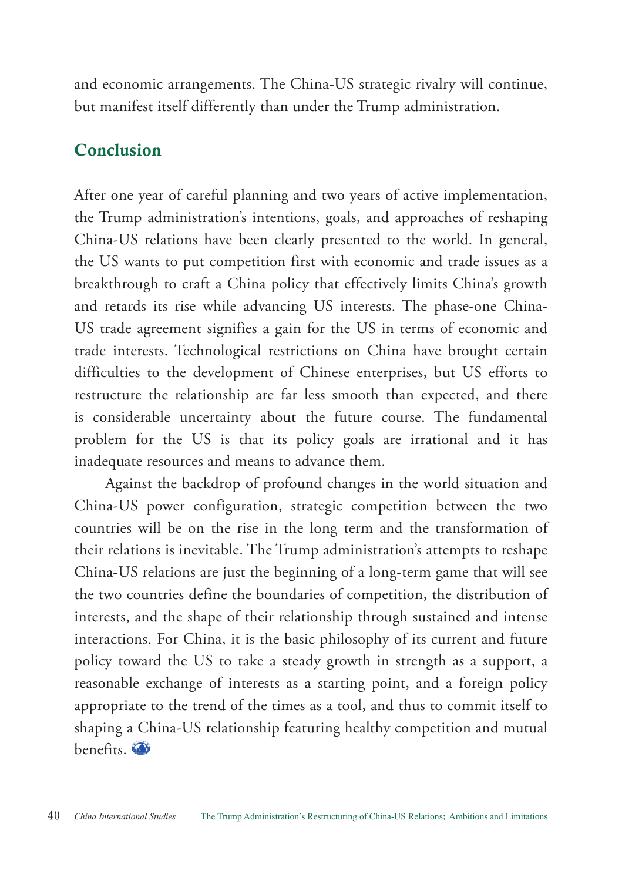and economic arrangements. The China-US strategic rivalry will continue, but manifest itself differently than under the Trump administration.

## Conclusion

After one year of careful planning and two years of active implementation, the Trump administration's intentions, goals, and approaches of reshaping China-US relations have been clearly presented to the world. In general, the US wants to put competition first with economic and trade issues as a breakthrough to craft a China policy that effectively limits China's growth and retards its rise while advancing US interests. The phase-one China-US trade agreement signifies a gain for the US in terms of economic and trade interests. Technological restrictions on China have brought certain difficulties to the development of Chinese enterprises, but US efforts to restructure the relationship are far less smooth than expected, and there is considerable uncertainty about the future course. The fundamental problem for the US is that its policy goals are irrational and it has inadequate resources and means to advance them.

Against the backdrop of profound changes in the world situation and China-US power configuration, strategic competition between the two countries will be on the rise in the long term and the transformation of their relations is inevitable. The Trump administration's attempts to reshape China-US relations are just the beginning of a long-term game that will see the two countries define the boundaries of competition, the distribution of interests, and the shape of their relationship through sustained and intense interactions. For China, it is the basic philosophy of its current and future policy toward the US to take a steady growth in strength as a support, a reasonable exchange of interests as a starting point, and a foreign policy appropriate to the trend of the times as a tool, and thus to commit itself to shaping a China-US relationship featuring healthy competition and mutual benefits.